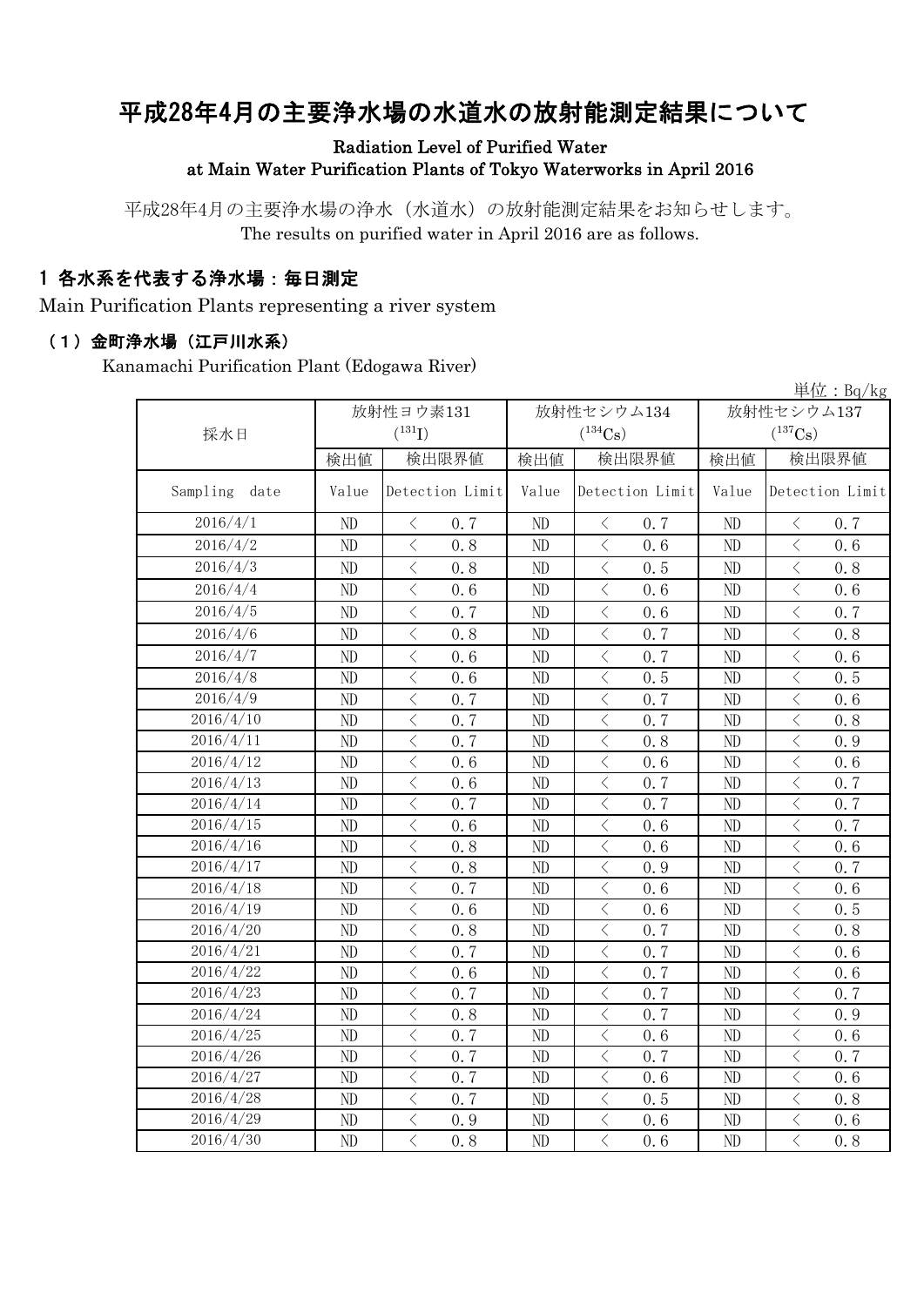# 平成28年4月の主要浄水場の水道水の放射能測定結果について

**Radiation Level of Purified Water at Main Water Purification Plants of Tokyo Waterworks in April 2016**

平成28年4月の主要浄水場の浄水（水道水）の放射能測定結果をお知らせします。
The results on purified water in April 2016 are as follows.

## 1 各水系を代表する浄水場：毎日測定

Main Purification Plants representing a river system

### （1）金町浄水場（江戸川水系）

Kanamachi Purification Plant (Edogawa River)

単位：Bq/kg

| 採水日 | 放射性ヨウ素131 ($^{131}I$) | | 放射性セシウム134 ($^{134}Cs$) | | 放射性セシウム137 ($^{137}Cs$) | |
|---|---|---|---|---|---|---|
| | 検出値 | 検出限界値 | 検出値 | 検出限界値 | 検出値 | 検出限界値 |
| Sampling date | Value | Detection Limit | Value | Detection Limit | Value | Detection Limit |
| 2016/4/1 | ND | ＜ 0.7 | ND | ＜ 0.7 | ND | ＜ 0.7 |
| 2016/4/2 | ND | ＜ 0.8 | ND | ＜ 0.6 | ND | ＜ 0.6 |
| 2016/4/3 | ND | ＜ 0.8 | ND | ＜ 0.5 | ND | ＜ 0.8 |
| 2016/4/4 | ND | ＜ 0.6 | ND | ＜ 0.6 | ND | ＜ 0.6 |
| 2016/4/5 | ND | ＜ 0.7 | ND | ＜ 0.6 | ND | ＜ 0.7 |
| 2016/4/6 | ND | ＜ 0.8 | ND | ＜ 0.7 | ND | ＜ 0.8 |
| 2016/4/7 | ND | ＜ 0.6 | ND | ＜ 0.7 | ND | ＜ 0.6 |
| 2016/4/8 | ND | ＜ 0.6 | ND | ＜ 0.5 | ND | ＜ 0.5 |
| 2016/4/9 | ND | ＜ 0.7 | ND | ＜ 0.7 | ND | ＜ 0.6 |
| 2016/4/10 | ND | ＜ 0.7 | ND | ＜ 0.7 | ND | ＜ 0.8 |
| 2016/4/11 | ND | ＜ 0.7 | ND | ＜ 0.8 | ND | ＜ 0.9 |
| 2016/4/12 | ND | ＜ 0.6 | ND | ＜ 0.6 | ND | ＜ 0.6 |
| 2016/4/13 | ND | ＜ 0.6 | ND | ＜ 0.7 | ND | ＜ 0.7 |
| 2016/4/14 | ND | ＜ 0.7 | ND | ＜ 0.7 | ND | ＜ 0.7 |
| 2016/4/15 | ND | ＜ 0.6 | ND | ＜ 0.6 | ND | ＜ 0.7 |
| 2016/4/16 | ND | ＜ 0.8 | ND | ＜ 0.6 | ND | ＜ 0.6 |
| 2016/4/17 | ND | ＜ 0.8 | ND | ＜ 0.9 | ND | ＜ 0.7 |
| 2016/4/18 | ND | ＜ 0.7 | ND | ＜ 0.6 | ND | ＜ 0.6 |
| 2016/4/19 | ND | ＜ 0.6 | ND | ＜ 0.6 | ND | ＜ 0.5 |
| 2016/4/20 | ND | ＜ 0.8 | ND | ＜ 0.7 | ND | ＜ 0.8 |
| 2016/4/21 | ND | ＜ 0.7 | ND | ＜ 0.7 | ND | ＜ 0.6 |
| 2016/4/22 | ND | ＜ 0.6 | ND | ＜ 0.7 | ND | ＜ 0.6 |
| 2016/4/23 | ND | ＜ 0.7 | ND | ＜ 0.7 | ND | ＜ 0.7 |
| 2016/4/24 | ND | ＜ 0.8 | ND | ＜ 0.7 | ND | ＜ 0.9 |
| 2016/4/25 | ND | ＜ 0.7 | ND | ＜ 0.6 | ND | ＜ 0.6 |
| 2016/4/26 | ND | ＜ 0.7 | ND | ＜ 0.7 | ND | ＜ 0.7 |
| 2016/4/27 | ND | ＜ 0.7 | ND | ＜ 0.6 | ND | ＜ 0.6 |
| 2016/4/28 | ND | ＜ 0.7 | ND | ＜ 0.5 | ND | ＜ 0.8 |
| 2016/4/29 | ND | ＜ 0.9 | ND | ＜ 0.6 | ND | ＜ 0.6 |
| 2016/4/30 | ND | ＜ 0.8 | ND | ＜ 0.6 | ND | ＜ 0.8 |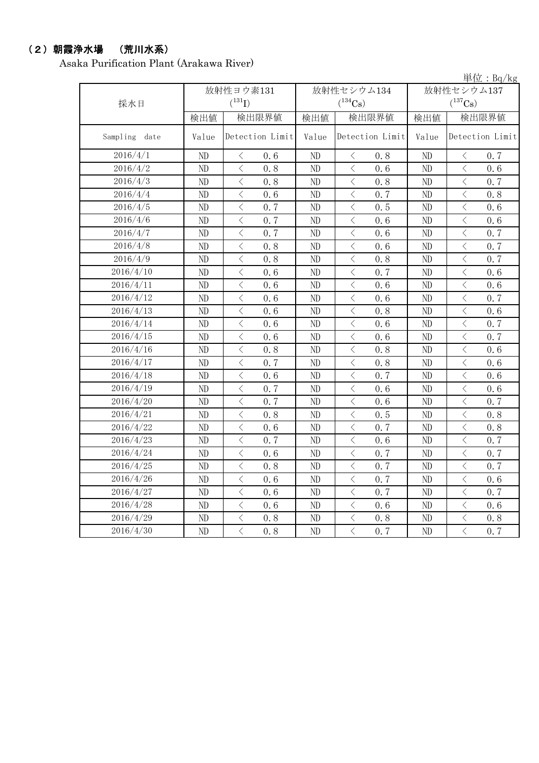## （2）朝霞浄水場 （荒川水系）

Asaka Purification Plant (Arakawa River)

単位：Bq/kg

| 採水日 | 放射性ヨウ素131 ($^{131}I$) | | 放射性セシウム134 ($^{134}Cs$) | | 放射性セシウム137 ($^{137}Cs$) | |
|---|---|---|---|---|---|---|
| | 検出値 | 検出限界値 | 検出値 | 検出限界値 | 検出値 | 検出限界値 |
| Sampling date | Value | Detection Limit | Value | Detection Limit | Value | Detection Limit |
| 2016/4/1 | ND | ＜ 0.6 | ND | ＜ 0.8 | ND | ＜ 0.7 |
| 2016/4/2 | ND | ＜ 0.8 | ND | ＜ 0.6 | ND | ＜ 0.6 |
| 2016/4/3 | ND | ＜ 0.8 | ND | ＜ 0.8 | ND | ＜ 0.7 |
| 2016/4/4 | ND | ＜ 0.6 | ND | ＜ 0.7 | ND | ＜ 0.8 |
| 2016/4/5 | ND | ＜ 0.7 | ND | ＜ 0.5 | ND | ＜ 0.6 |
| 2016/4/6 | ND | ＜ 0.7 | ND | ＜ 0.6 | ND | ＜ 0.6 |
| 2016/4/7 | ND | ＜ 0.7 | ND | ＜ 0.6 | ND | ＜ 0.7 |
| 2016/4/8 | ND | ＜ 0.8 | ND | ＜ 0.6 | ND | ＜ 0.7 |
| 2016/4/9 | ND | ＜ 0.8 | ND | ＜ 0.8 | ND | ＜ 0.7 |
| 2016/4/10 | ND | ＜ 0.6 | ND | ＜ 0.7 | ND | ＜ 0.6 |
| 2016/4/11 | ND | ＜ 0.6 | ND | ＜ 0.6 | ND | ＜ 0.6 |
| 2016/4/12 | ND | ＜ 0.6 | ND | ＜ 0.6 | ND | ＜ 0.7 |
| 2016/4/13 | ND | ＜ 0.6 | ND | ＜ 0.8 | ND | ＜ 0.6 |
| 2016/4/14 | ND | ＜ 0.6 | ND | ＜ 0.6 | ND | ＜ 0.7 |
| 2016/4/15 | ND | ＜ 0.6 | ND | ＜ 0.6 | ND | ＜ 0.7 |
| 2016/4/16 | ND | ＜ 0.8 | ND | ＜ 0.8 | ND | ＜ 0.6 |
| 2016/4/17 | ND | ＜ 0.7 | ND | ＜ 0.8 | ND | ＜ 0.6 |
| 2016/4/18 | ND | ＜ 0.6 | ND | ＜ 0.7 | ND | ＜ 0.6 |
| 2016/4/19 | ND | ＜ 0.7 | ND | ＜ 0.6 | ND | ＜ 0.6 |
| 2016/4/20 | ND | ＜ 0.7 | ND | ＜ 0.6 | ND | ＜ 0.7 |
| 2016/4/21 | ND | ＜ 0.8 | ND | ＜ 0.5 | ND | ＜ 0.8 |
| 2016/4/22 | ND | ＜ 0.6 | ND | ＜ 0.7 | ND | ＜ 0.8 |
| 2016/4/23 | ND | ＜ 0.7 | ND | ＜ 0.6 | ND | ＜ 0.7 |
| 2016/4/24 | ND | ＜ 0.6 | ND | ＜ 0.7 | ND | ＜ 0.7 |
| 2016/4/25 | ND | ＜ 0.8 | ND | ＜ 0.7 | ND | ＜ 0.7 |
| 2016/4/26 | ND | ＜ 0.6 | ND | ＜ 0.7 | ND | ＜ 0.6 |
| 2016/4/27 | ND | ＜ 0.6 | ND | ＜ 0.7 | ND | ＜ 0.7 |
| 2016/4/28 | ND | ＜ 0.6 | ND | ＜ 0.6 | ND | ＜ 0.6 |
| 2016/4/29 | ND | ＜ 0.8 | ND | ＜ 0.8 | ND | ＜ 0.8 |
| 2016/4/30 | ND | ＜ 0.8 | ND | ＜ 0.7 | ND | ＜ 0.7 |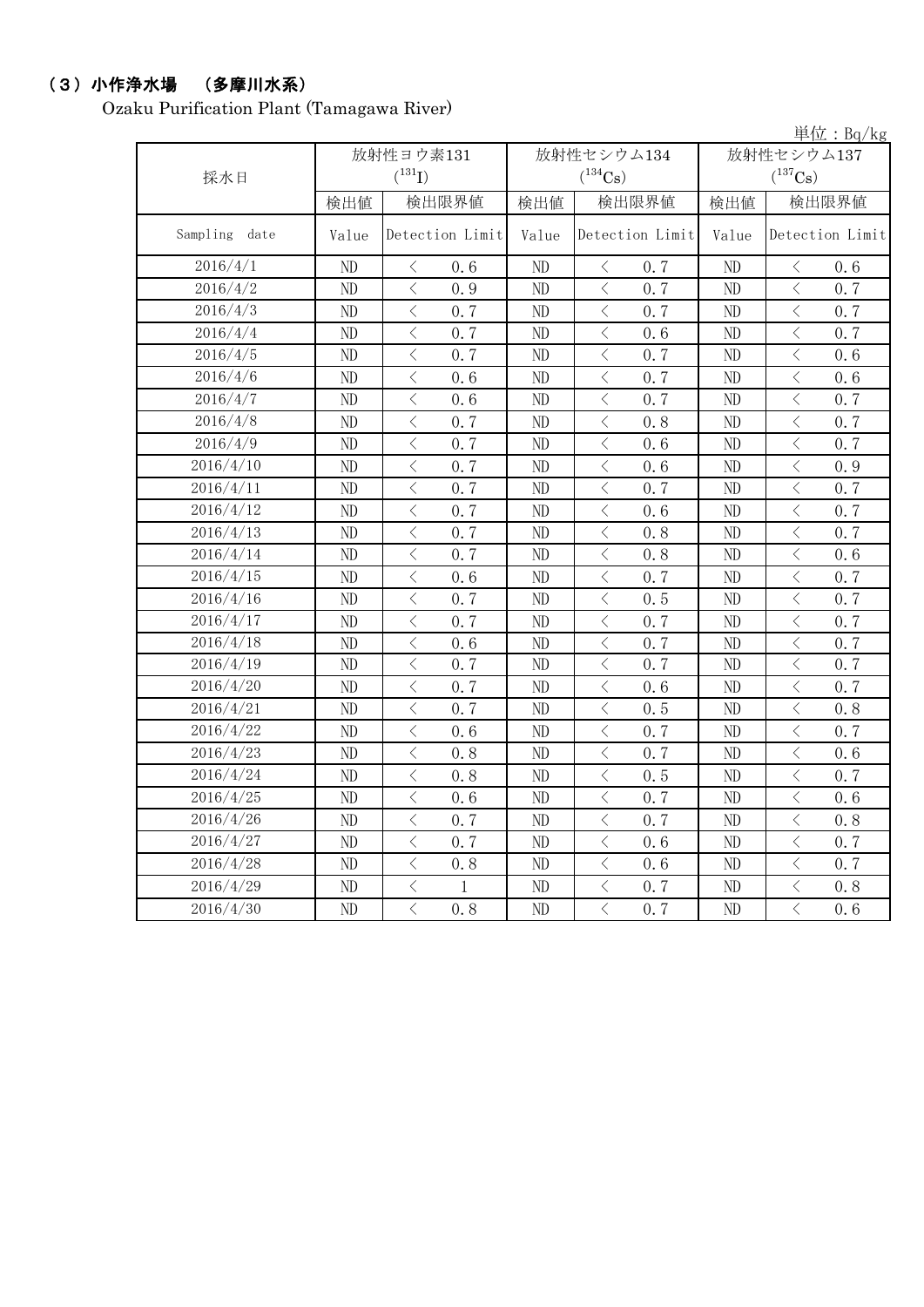## （３）小作浄水場　（多摩川水系）

Ozaku Purification Plant (Tamagawa River)

単位：Bq/kg

| 採水日 | 放射性ヨウ素131 ($^{131}I$) | | 放射性セシウム134 ($^{134}Cs$) | | 放射性セシウム137 ($^{137}Cs$) | |
|---|---|---|---|---|---|---|
| | 検出値 | 検出限界値 | 検出値 | 検出限界値 | 検出値 | 検出限界値 |
| Sampling date | Value | Detection Limit | Value | Detection Limit | Value | Detection Limit |
| 2016/4/1 | ND | ＜ 0.6 | ND | ＜ 0.7 | ND | ＜ 0.6 |
| 2016/4/2 | ND | ＜ 0.9 | ND | ＜ 0.7 | ND | ＜ 0.7 |
| 2016/4/3 | ND | ＜ 0.7 | ND | ＜ 0.7 | ND | ＜ 0.7 |
| 2016/4/4 | ND | ＜ 0.7 | ND | ＜ 0.6 | ND | ＜ 0.7 |
| 2016/4/5 | ND | ＜ 0.7 | ND | ＜ 0.7 | ND | ＜ 0.6 |
| 2016/4/6 | ND | ＜ 0.6 | ND | ＜ 0.7 | ND | ＜ 0.6 |
| 2016/4/7 | ND | ＜ 0.6 | ND | ＜ 0.7 | ND | ＜ 0.7 |
| 2016/4/8 | ND | ＜ 0.7 | ND | ＜ 0.8 | ND | ＜ 0.7 |
| 2016/4/9 | ND | ＜ 0.7 | ND | ＜ 0.6 | ND | ＜ 0.7 |
| 2016/4/10 | ND | ＜ 0.7 | ND | ＜ 0.6 | ND | ＜ 0.9 |
| 2016/4/11 | ND | ＜ 0.7 | ND | ＜ 0.7 | ND | ＜ 0.7 |
| 2016/4/12 | ND | ＜ 0.7 | ND | ＜ 0.6 | ND | ＜ 0.7 |
| 2016/4/13 | ND | ＜ 0.7 | ND | ＜ 0.8 | ND | ＜ 0.7 |
| 2016/4/14 | ND | ＜ 0.7 | ND | ＜ 0.8 | ND | ＜ 0.6 |
| 2016/4/15 | ND | ＜ 0.6 | ND | ＜ 0.7 | ND | ＜ 0.7 |
| 2016/4/16 | ND | ＜ 0.7 | ND | ＜ 0.5 | ND | ＜ 0.7 |
| 2016/4/17 | ND | ＜ 0.7 | ND | ＜ 0.7 | ND | ＜ 0.7 |
| 2016/4/18 | ND | ＜ 0.6 | ND | ＜ 0.7 | ND | ＜ 0.7 |
| 2016/4/19 | ND | ＜ 0.7 | ND | ＜ 0.7 | ND | ＜ 0.7 |
| 2016/4/20 | ND | ＜ 0.7 | ND | ＜ 0.6 | ND | ＜ 0.7 |
| 2016/4/21 | ND | ＜ 0.7 | ND | ＜ 0.5 | ND | ＜ 0.8 |
| 2016/4/22 | ND | ＜ 0.6 | ND | ＜ 0.7 | ND | ＜ 0.7 |
| 2016/4/23 | ND | ＜ 0.8 | ND | ＜ 0.7 | ND | ＜ 0.6 |
| 2016/4/24 | ND | ＜ 0.8 | ND | ＜ 0.5 | ND | ＜ 0.7 |
| 2016/4/25 | ND | ＜ 0.6 | ND | ＜ 0.7 | ND | ＜ 0.6 |
| 2016/4/26 | ND | ＜ 0.7 | ND | ＜ 0.7 | ND | ＜ 0.8 |
| 2016/4/27 | ND | ＜ 0.7 | ND | ＜ 0.6 | ND | ＜ 0.7 |
| 2016/4/28 | ND | ＜ 0.8 | ND | ＜ 0.6 | ND | ＜ 0.7 |
| 2016/4/29 | ND | ＜ 1 | ND | ＜ 0.7 | ND | ＜ 0.8 |
| 2016/4/30 | ND | ＜ 0.8 | ND | ＜ 0.7 | ND | ＜ 0.6 |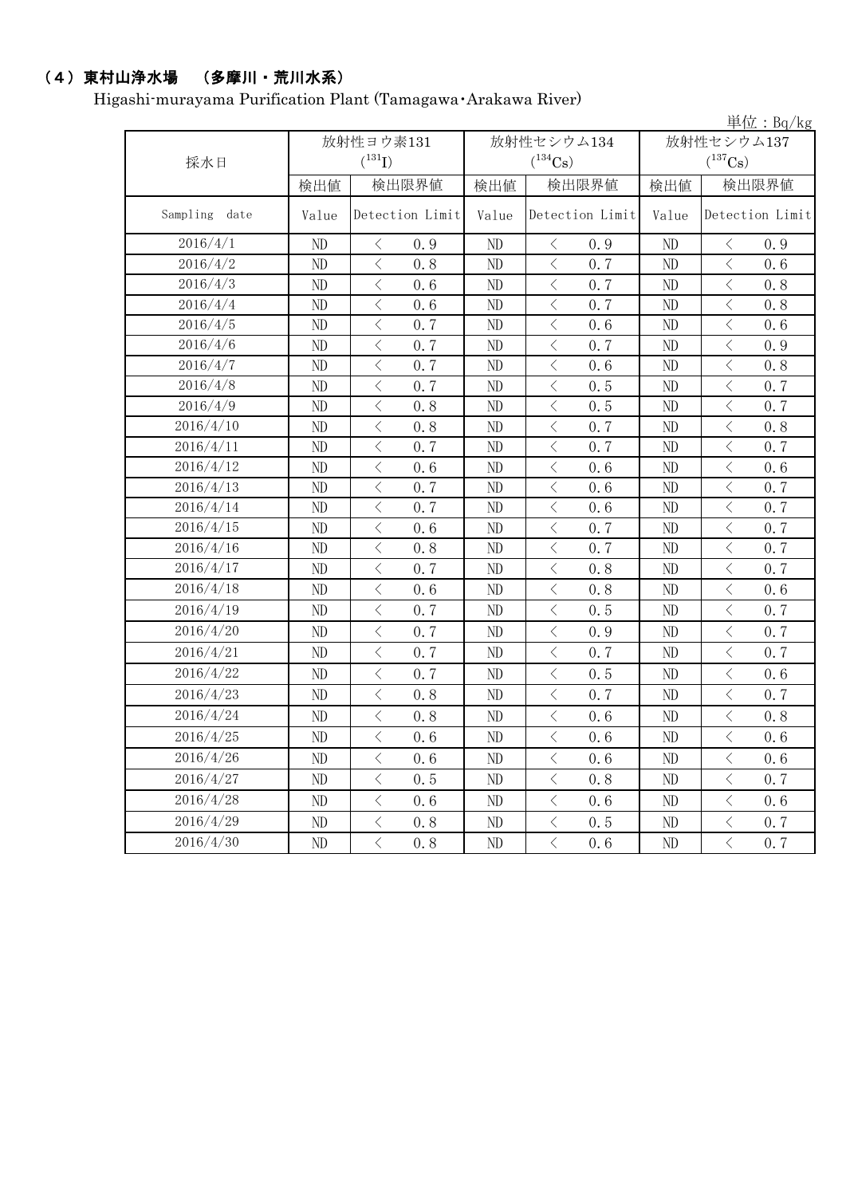## （4）東村山浄水場　（多摩川・荒川水系）

Higashi-murayama Purification Plant (Tamagawa･Arakawa River)

単位：Bq/kg

| 採水日 | 放射性ヨウ素131 ($^{131}I$) | | 放射性セシウム134 ($^{134}Cs$) | | 放射性セシウム137 ($^{137}Cs$) | |
|---|---|---|---|---|---|---|
| | 検出値 | 検出限界値 | 検出値 | 検出限界値 | 検出値 | 検出限界値 |
| Sampling date | Value | Detection Limit | Value | Detection Limit | Value | Detection Limit |
| 2016/4/1 | ND | ＜ 0.9 | ND | ＜ 0.9 | ND | ＜ 0.9 |
| 2016/4/2 | ND | ＜ 0.8 | ND | ＜ 0.7 | ND | ＜ 0.6 |
| 2016/4/3 | ND | ＜ 0.6 | ND | ＜ 0.7 | ND | ＜ 0.8 |
| 2016/4/4 | ND | ＜ 0.6 | ND | ＜ 0.7 | ND | ＜ 0.8 |
| 2016/4/5 | ND | ＜ 0.7 | ND | ＜ 0.6 | ND | ＜ 0.6 |
| 2016/4/6 | ND | ＜ 0.7 | ND | ＜ 0.7 | ND | ＜ 0.9 |
| 2016/4/7 | ND | ＜ 0.7 | ND | ＜ 0.6 | ND | ＜ 0.8 |
| 2016/4/8 | ND | ＜ 0.7 | ND | ＜ 0.5 | ND | ＜ 0.7 |
| 2016/4/9 | ND | ＜ 0.8 | ND | ＜ 0.5 | ND | ＜ 0.7 |
| 2016/4/10 | ND | ＜ 0.8 | ND | ＜ 0.7 | ND | ＜ 0.8 |
| 2016/4/11 | ND | ＜ 0.7 | ND | ＜ 0.7 | ND | ＜ 0.7 |
| 2016/4/12 | ND | ＜ 0.6 | ND | ＜ 0.6 | ND | ＜ 0.6 |
| 2016/4/13 | ND | ＜ 0.7 | ND | ＜ 0.6 | ND | ＜ 0.7 |
| 2016/4/14 | ND | ＜ 0.7 | ND | ＜ 0.6 | ND | ＜ 0.7 |
| 2016/4/15 | ND | ＜ 0.6 | ND | ＜ 0.7 | ND | ＜ 0.7 |
| 2016/4/16 | ND | ＜ 0.8 | ND | ＜ 0.7 | ND | ＜ 0.7 |
| 2016/4/17 | ND | ＜ 0.7 | ND | ＜ 0.8 | ND | ＜ 0.7 |
| 2016/4/18 | ND | ＜ 0.6 | ND | ＜ 0.8 | ND | ＜ 0.6 |
| 2016/4/19 | ND | ＜ 0.7 | ND | ＜ 0.5 | ND | ＜ 0.7 |
| 2016/4/20 | ND | ＜ 0.7 | ND | ＜ 0.9 | ND | ＜ 0.7 |
| 2016/4/21 | ND | ＜ 0.7 | ND | ＜ 0.7 | ND | ＜ 0.7 |
| 2016/4/22 | ND | ＜ 0.7 | ND | ＜ 0.5 | ND | ＜ 0.6 |
| 2016/4/23 | ND | ＜ 0.8 | ND | ＜ 0.7 | ND | ＜ 0.7 |
| 2016/4/24 | ND | ＜ 0.8 | ND | ＜ 0.6 | ND | ＜ 0.8 |
| 2016/4/25 | ND | ＜ 0.6 | ND | ＜ 0.6 | ND | ＜ 0.6 |
| 2016/4/26 | ND | ＜ 0.6 | ND | ＜ 0.6 | ND | ＜ 0.6 |
| 2016/4/27 | ND | ＜ 0.5 | ND | ＜ 0.8 | ND | ＜ 0.7 |
| 2016/4/28 | ND | ＜ 0.6 | ND | ＜ 0.6 | ND | ＜ 0.6 |
| 2016/4/29 | ND | ＜ 0.8 | ND | ＜ 0.5 | ND | ＜ 0.7 |
| 2016/4/30 | ND | ＜ 0.8 | ND | ＜ 0.6 | ND | ＜ 0.7 |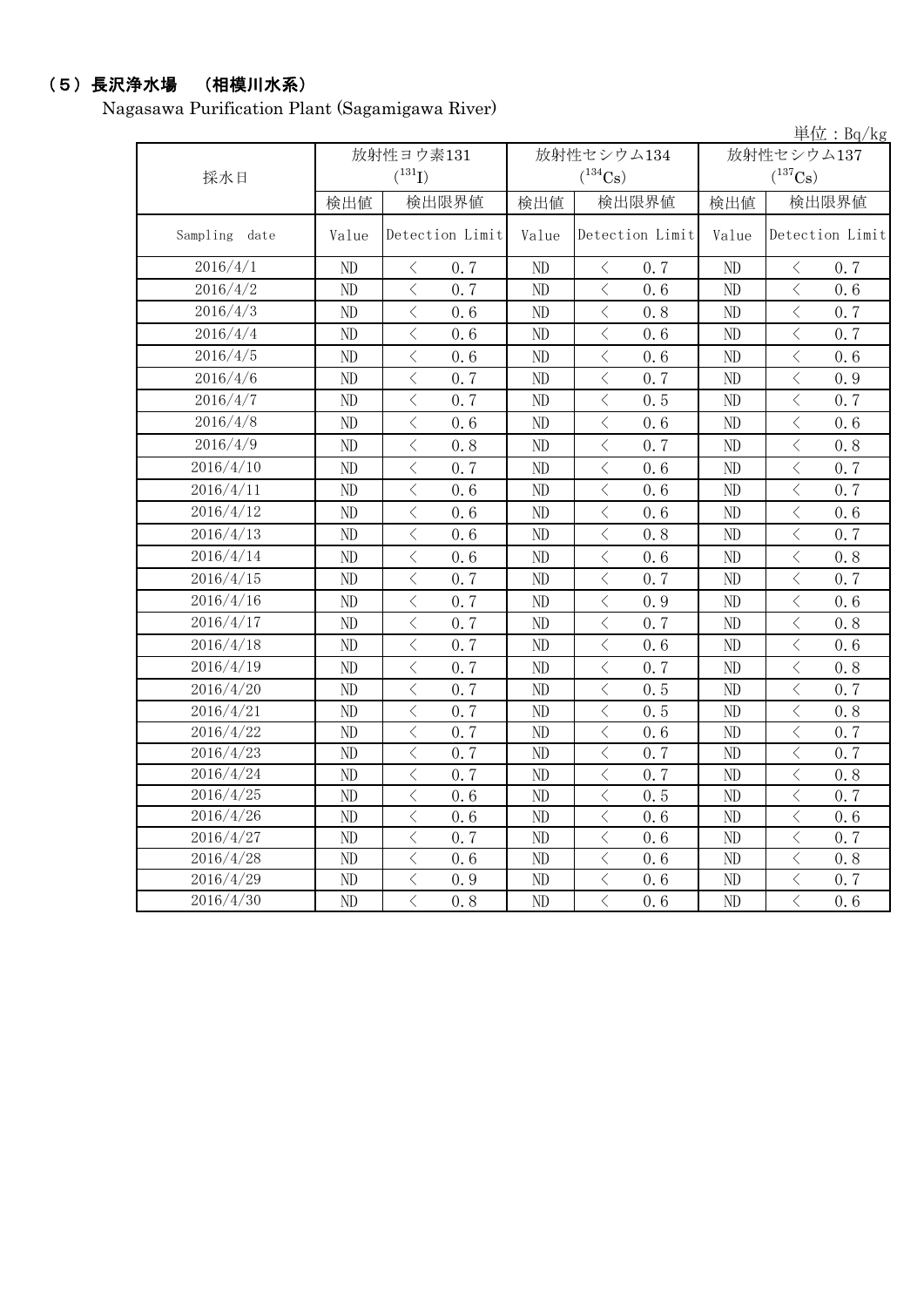## （5）長沢浄水場　（相模川水系）

Nagasawa Purification Plant (Sagamigawa River)

単位：Bq/kg

| 採水日 | 放射性ヨウ素131 ($^{131}$I) | | 放射性セシウム134 ($^{134}$Cs) | | 放射性セシウム137 ($^{137}$Cs) | |
|---|---|---|---|---|---|---|
| | 検出値 | 検出限界値 | 検出値 | 検出限界値 | 検出値 | 検出限界値 |
| Sampling date | Value | Detection Limit | Value | Detection Limit | Value | Detection Limit |
| 2016/4/1 | ND | ＜ 0.7 | ND | ＜ 0.7 | ND | ＜ 0.7 |
| 2016/4/2 | ND | ＜ 0.7 | ND | ＜ 0.6 | ND | ＜ 0.6 |
| 2016/4/3 | ND | ＜ 0.6 | ND | ＜ 0.8 | ND | ＜ 0.7 |
| 2016/4/4 | ND | ＜ 0.6 | ND | ＜ 0.6 | ND | ＜ 0.7 |
| 2016/4/5 | ND | ＜ 0.6 | ND | ＜ 0.6 | ND | ＜ 0.6 |
| 2016/4/6 | ND | ＜ 0.7 | ND | ＜ 0.7 | ND | ＜ 0.9 |
| 2016/4/7 | ND | ＜ 0.7 | ND | ＜ 0.5 | ND | ＜ 0.7 |
| 2016/4/8 | ND | ＜ 0.6 | ND | ＜ 0.6 | ND | ＜ 0.6 |
| 2016/4/9 | ND | ＜ 0.8 | ND | ＜ 0.7 | ND | ＜ 0.8 |
| 2016/4/10 | ND | ＜ 0.7 | ND | ＜ 0.6 | ND | ＜ 0.7 |
| 2016/4/11 | ND | ＜ 0.6 | ND | ＜ 0.6 | ND | ＜ 0.7 |
| 2016/4/12 | ND | ＜ 0.6 | ND | ＜ 0.6 | ND | ＜ 0.6 |
| 2016/4/13 | ND | ＜ 0.6 | ND | ＜ 0.8 | ND | ＜ 0.7 |
| 2016/4/14 | ND | ＜ 0.6 | ND | ＜ 0.6 | ND | ＜ 0.8 |
| 2016/4/15 | ND | ＜ 0.7 | ND | ＜ 0.7 | ND | ＜ 0.7 |
| 2016/4/16 | ND | ＜ 0.7 | ND | ＜ 0.9 | ND | ＜ 0.6 |
| 2016/4/17 | ND | ＜ 0.7 | ND | ＜ 0.7 | ND | ＜ 0.8 |
| 2016/4/18 | ND | ＜ 0.7 | ND | ＜ 0.6 | ND | ＜ 0.6 |
| 2016/4/19 | ND | ＜ 0.7 | ND | ＜ 0.7 | ND | ＜ 0.8 |
| 2016/4/20 | ND | ＜ 0.7 | ND | ＜ 0.5 | ND | ＜ 0.7 |
| 2016/4/21 | ND | ＜ 0.7 | ND | ＜ 0.5 | ND | ＜ 0.8 |
| 2016/4/22 | ND | ＜ 0.7 | ND | ＜ 0.6 | ND | ＜ 0.7 |
| 2016/4/23 | ND | ＜ 0.7 | ND | ＜ 0.7 | ND | ＜ 0.7 |
| 2016/4/24 | ND | ＜ 0.7 | ND | ＜ 0.7 | ND | ＜ 0.8 |
| 2016/4/25 | ND | ＜ 0.6 | ND | ＜ 0.5 | ND | ＜ 0.7 |
| 2016/4/26 | ND | ＜ 0.6 | ND | ＜ 0.6 | ND | ＜ 0.6 |
| 2016/4/27 | ND | ＜ 0.7 | ND | ＜ 0.6 | ND | ＜ 0.7 |
| 2016/4/28 | ND | ＜ 0.6 | ND | ＜ 0.6 | ND | ＜ 0.8 |
| 2016/4/29 | ND | ＜ 0.9 | ND | ＜ 0.6 | ND | ＜ 0.7 |
| 2016/4/30 | ND | ＜ 0.8 | ND | ＜ 0.6 | ND | ＜ 0.6 |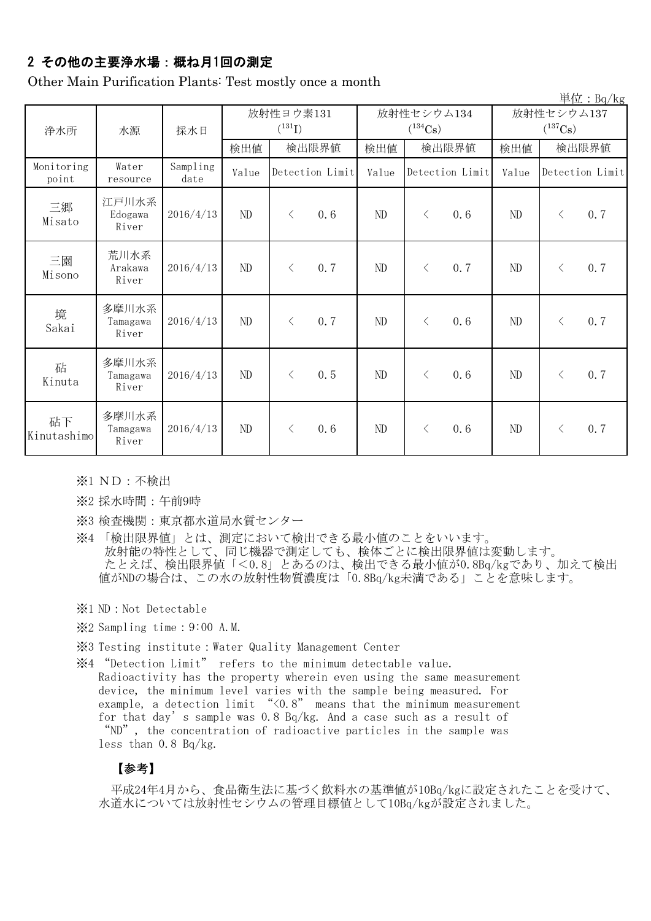## 2 その他の主要浄水場：概ね月1回の測定

Other Main Purification Plants: Test mostly once a month

単位：Bq/kg

| 浄水所 | 水源 | 採水日 | 放射性ヨウ素131 ($^{131}I$) | | | 放射性セシウム134 ($^{134}Cs$) | | | 放射性セシウム137 ($^{137}Cs$) | | |
|---|---|---|---|---|---|---|---|---|---|---|---|
| | | | 検出値 | 検出限界値 | | 検出値 | 検出限界値 | | 検出値 | 検出限界値 | |
| Monitoring point | Water resource | Sampling date | Value | Detection Limit | | Value | Detection Limit | | Value | Detection Limit | |
| 三郷 Misato | 江戸川水系 Edogawa River | 2016/4/13 | ND | < | 0.6 | ND | < | 0.6 | ND | < | 0.7 |
| 三園 Misono | 荒川水系 Arakawa River | 2016/4/13 | ND | < | 0.7 | ND | < | 0.7 | ND | < | 0.7 |
| 境 Sakai | 多摩川水系 Tamagawa River | 2016/4/13 | ND | < | 0.7 | ND | < | 0.6 | ND | < | 0.7 |
| 砧 Kinuta | 多摩川水系 Tamagawa River | 2016/4/13 | ND | < | 0.5 | ND | < | 0.6 | ND | < | 0.7 |
| 砧下 Kinutashimo | 多摩川水系 Tamagawa River | 2016/4/13 | ND | < | 0.6 | ND | < | 0.6 | ND | < | 0.7 |

※1 ＮＤ：不検出

※2 採水時間：午前9時

※3 検査機関：東京都水道局水質センター

※4 「検出限界値」とは、測定において検出できる最小値のことをいいます。
放射能の特性として、同じ機器で測定しても、検体ごとに検出限界値は変動します。
たとえば、検出限界値「<0.8」とあるのは、検出できる最小値が0.8Bq/kgであり、加えて検出値がNDの場合は、この水の放射性物質濃度は「0.8Bq/kg未満である」ことを意味します。

※1 ND：Not Detectable

※2 Sampling time：9:00 A.M.

※3 Testing institute：Water Quality Management Center

※4 "Detection Limit" refers to the minimum detectable value.
Radioactivity has the property wherein even using the same measurement device, the minimum level varies with the sample being measured. For example, a detection limit "<0.8" means that the minimum measurement for that day's sample was 0.8 Bq/kg. And a case such as a result of "ND", the concentration of radioactive particles in the sample was less than 0.8 Bq/kg.

**【参考】**

平成24年4月から、食品衛生法に基づく飲料水の基準値が10Bq/kgに設定されたことを受けて、水道水については放射性セシウムの管理目標値として10Bq/kgが設定されました。